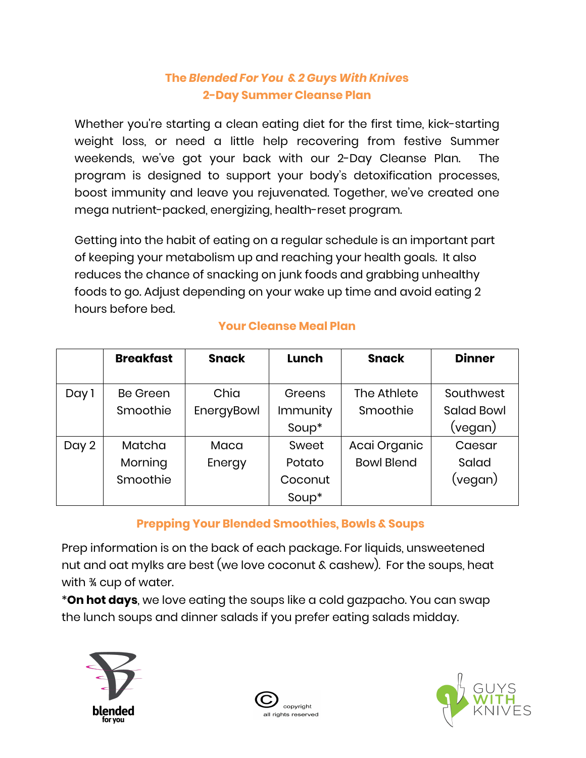## The *Blended For You* & 2 *Guys With Knives*
## 2-Day Summer Cleanse Plan

Whether you're starting a clean eating diet for the first time, kick-starting weight loss, or need a little help recovering from festive Summer weekends, we've got your back with our 2-Day Cleanse Plan. The program is designed to support your body's detoxification processes, boost immunity and leave you rejuvenated. Together, we've created one mega nutrient-packed, energizing, health-reset program.

Getting into the habit of eating on a regular schedule is an important part of keeping your metabolism up and reaching your health goals. It also reduces the chance of snacking on junk foods and grabbing unhealthy foods to go. Adjust depending on your wake up time and avoid eating 2 hours before bed.

### Your Cleanse Meal Plan

| | Breakfast | Snack | Lunch | Snack | Dinner |
|---|---|---|---|---|---|
| Day 1 | Be Green Smoothie | Chia EnergyBowl | Greens Immunity Soup* | The Athlete Smoothie | Southwest Salad Bowl (vegan) |
| Day 2 | Matcha Morning Smoothie | Maca Energy | Sweet Potato Coconut Soup* | Acai Organic Bowl Blend | Caesar Salad (vegan) |

### Prepping Your Blended Smoothies, Bowls & Soups

Prep information is on the back of each package. For liquids, unsweetened nut and oat mylks are best (we love coconut & cashew). For the soups, heat with ¾ cup of water.

***On hot days**, we love eating the soups like a cold gazpacho. You can swap the lunch soups and dinner salads if you prefer eating salads midday.

blended for you

© copyright all rights reserved

GUYS WITH KNIVES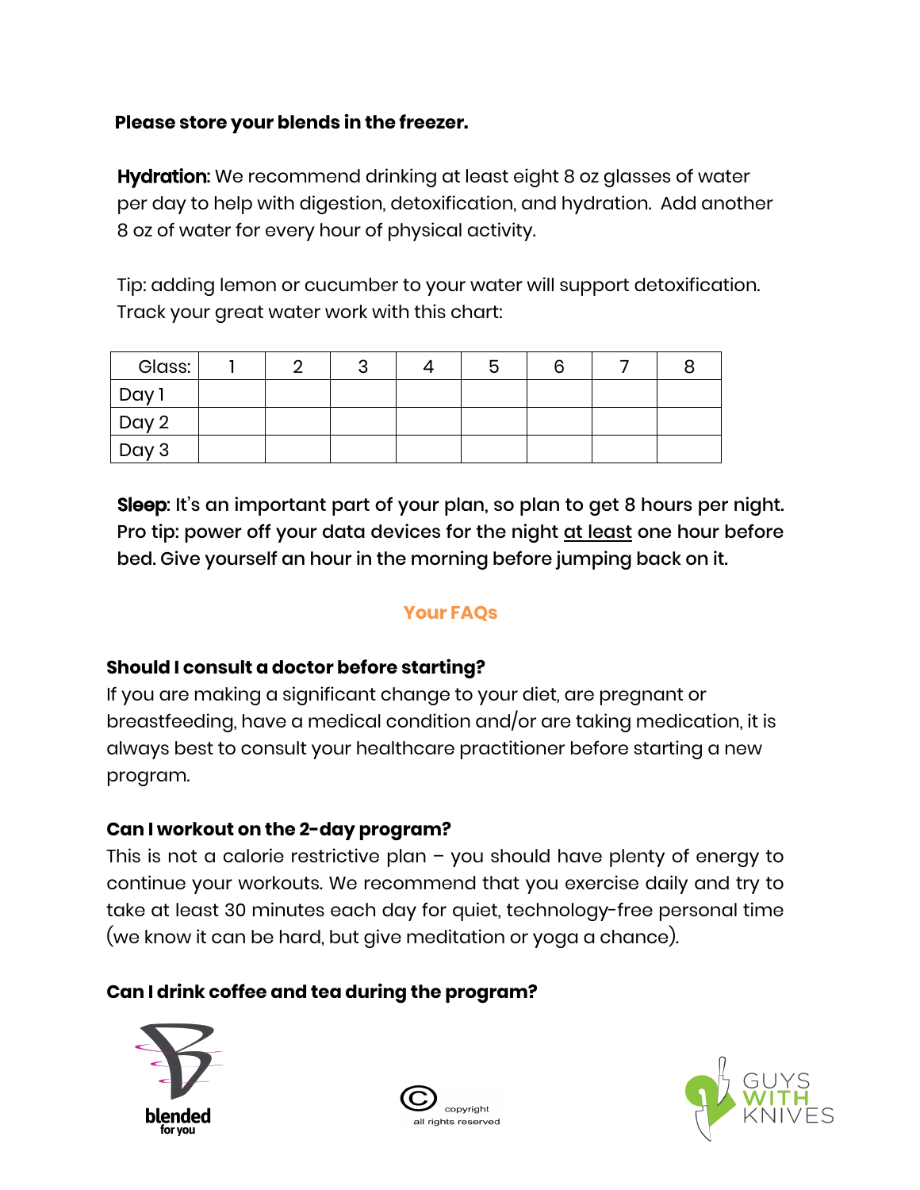**Please store your blends in the freezer.**

**Hydration**: We recommend drinking at least eight 8 oz glasses of water per day to help with digestion, detoxification, and hydration. Add another 8 oz of water for every hour of physical activity.

Tip: adding lemon or cucumber to your water will support detoxification. Track your great water work with this chart:

| Glass: | 1 | 2 | 3 | 4 | 5 | 6 | 7 | 8 |
|---|---|---|---|---|---|---|---|---|
| Day 1 | | | | | | | | |
| Day 2 | | | | | | | | |
| Day 3 | | | | | | | | |

**Sleep**: It's an important part of your plan, so plan to get 8 hours per night. Pro tip: power off your data devices for the night <u>at least</u> one hour before bed. Give yourself an hour in the morning before jumping back on it.

## Your FAQs

**Should I consult a doctor before starting?**
If you are making a significant change to your diet, are pregnant or breastfeeding, have a medical condition and/or are taking medication, it is always best to consult your healthcare practitioner before starting a new program.

**Can I workout on the 2-day program?**
This is not a calorie restrictive plan – you should have plenty of energy to continue your workouts. We recommend that you exercise daily and try to take at least 30 minutes each day for quiet, technology-free personal time (we know it can be hard, but give meditation or yoga a chance).

**Can I drink coffee and tea during the program?**

blended for you

copyright all rights reserved

GUYS WITH KNIVES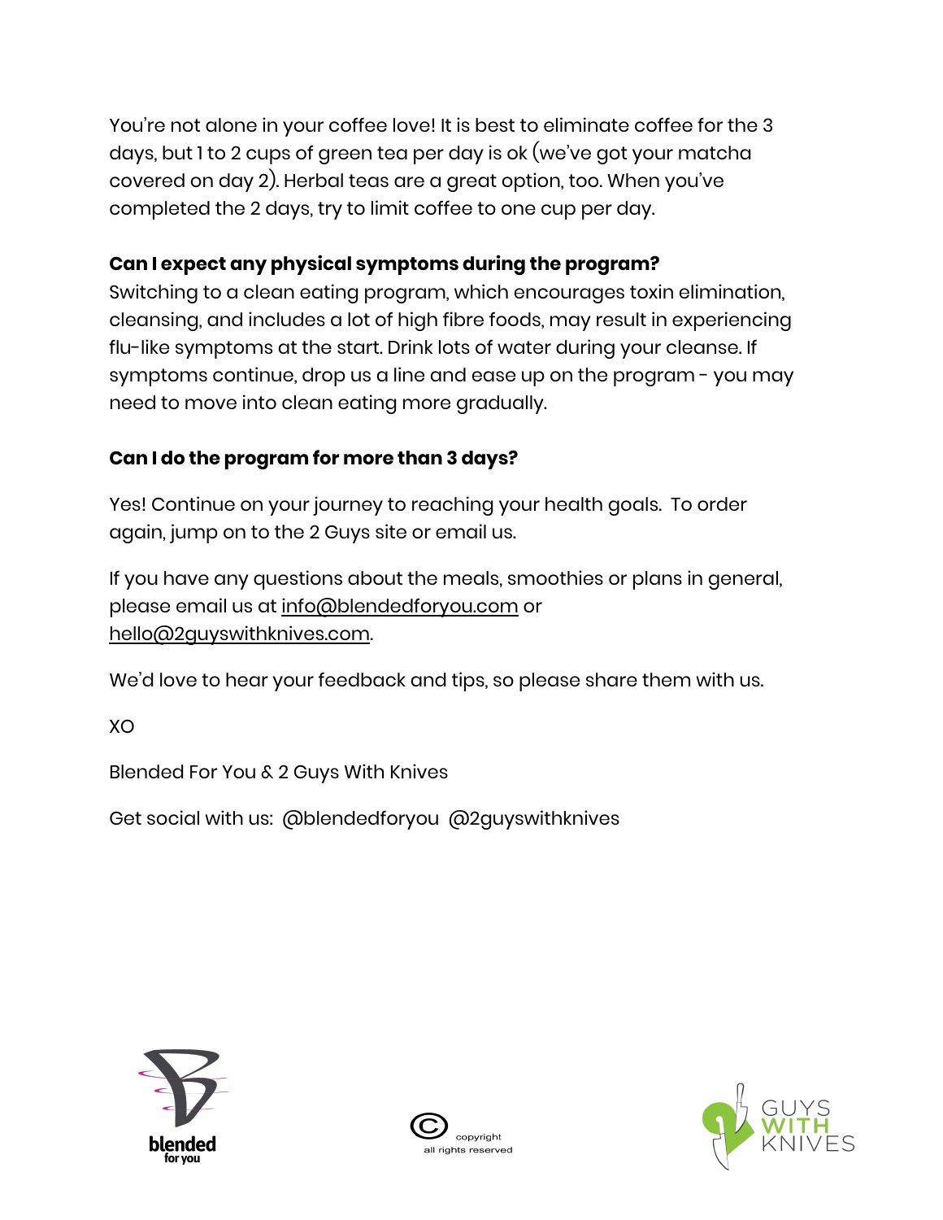You're not alone in your coffee love! It is best to eliminate coffee for the 3 days, but 1 to 2 cups of green tea per day is ok (we've got your matcha covered on day 2). Herbal teas are a great option, too. When you've completed the 2 days, try to limit coffee to one cup per day.

**Can I expect any physical symptoms during the program?**

Switching to a clean eating program, which encourages toxin elimination, cleansing, and includes a lot of high fibre foods, may result in experiencing flu-like symptoms at the start. Drink lots of water during your cleanse. If symptoms continue, drop us a line and ease up on the program - you may need to move into clean eating more gradually.

**Can I do the program for more than 3 days?**

Yes! Continue on your journey to reaching your health goals. To order again, jump on to the 2 Guys site or email us.

If you have any questions about the meals, smoothies or plans in general, please email us at info@blendedforyou.com or hello@2guyswithknives.com.

We'd love to hear your feedback and tips, so please share them with us.

XO

Blended For You & 2 Guys With Knives

Get social with us: @blendedforyou @2guyswithknives

blended for you

© copyright all rights reserved

GUYS WITH KNIVES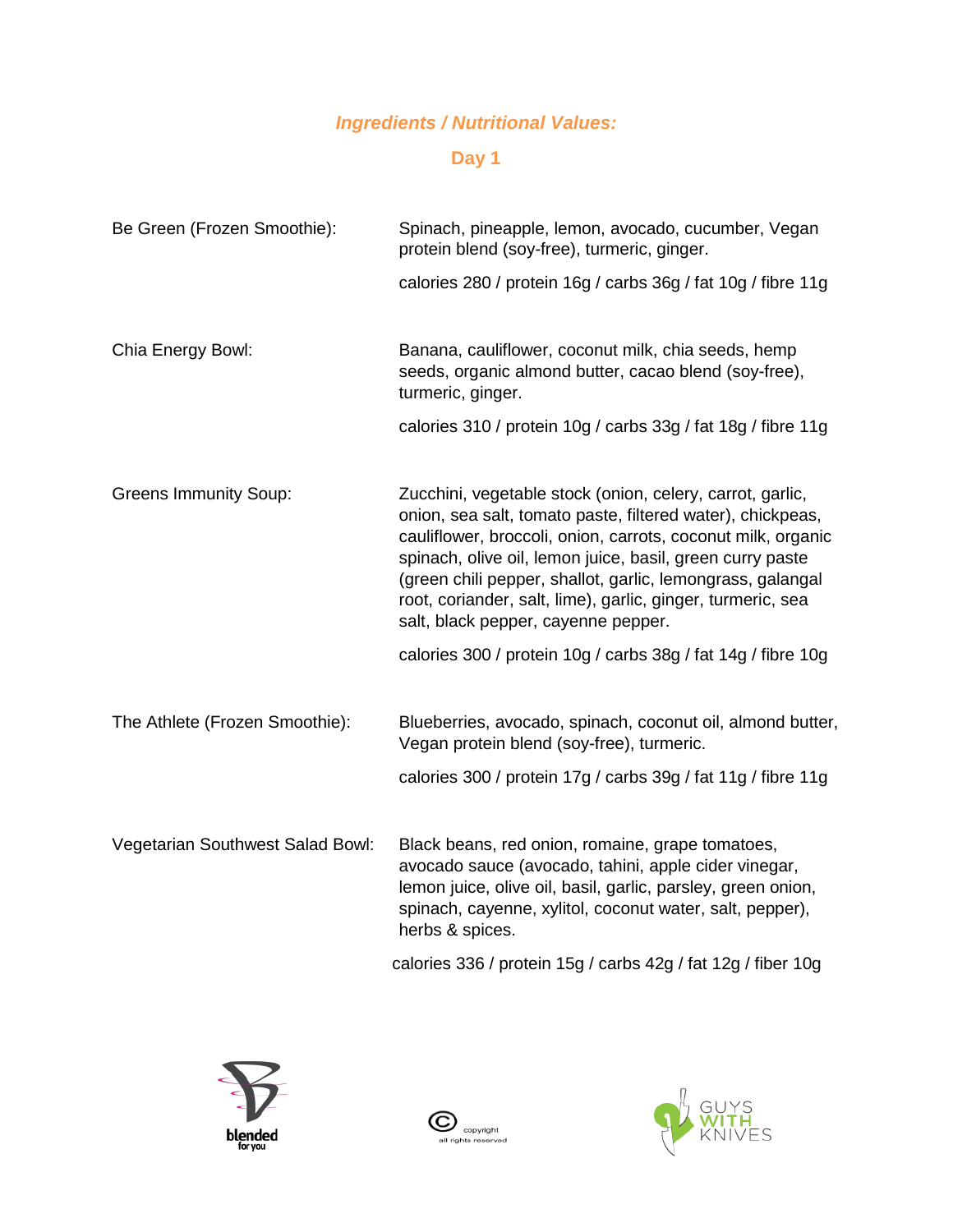## *Ingredients / Nutritional Values:*

## Day 1

| | |
|---|---|
| Be Green (Frozen Smoothie): | Spinach, pineapple, lemon, avocado, cucumber, Vegan protein blend (soy-free), turmeric, ginger.<br><br>calories 280 / protein 16g / carbs 36g / fat 10g / fibre 11g |
| Chia Energy Bowl: | Banana, cauliflower, coconut milk, chia seeds, hemp seeds, organic almond butter, cacao blend (soy-free), turmeric, ginger.<br><br>calories 310 / protein 10g / carbs 33g / fat 18g / fibre 11g |
| Greens Immunity Soup: | Zucchini, vegetable stock (onion, celery, carrot, garlic, onion, sea salt, tomato paste, filtered water), chickpeas, cauliflower, broccoli, onion, carrots, coconut milk, organic spinach, olive oil, lemon juice, basil, green curry paste (green chili pepper, shallot, garlic, lemongrass, galangal root, coriander, salt, lime), garlic, ginger, turmeric, sea salt, black pepper, cayenne pepper.<br><br>calories 300 / protein 10g / carbs 38g / fat 14g / fibre 10g |
| The Athlete (Frozen Smoothie): | Blueberries, avocado, spinach, coconut oil, almond butter, Vegan protein blend (soy-free), turmeric.<br><br>calories 300 / protein 17g / carbs 39g / fat 11g / fibre 11g |
| Vegetarian Southwest Salad Bowl: | Black beans, red onion, romaine, grape tomatoes, avocado sauce (avocado, tahini, apple cider vinegar, lemon juice, olive oil, basil, garlic, parsley, green onion, spinach, cayenne, xylitol, coconut water, salt, pepper), herbs & spices.<br><br>calories 336 / protein 15g / carbs 42g / fat 12g / fiber 10g |

blended for you

© copyright all rights reserved

GUYS WITH KNIVES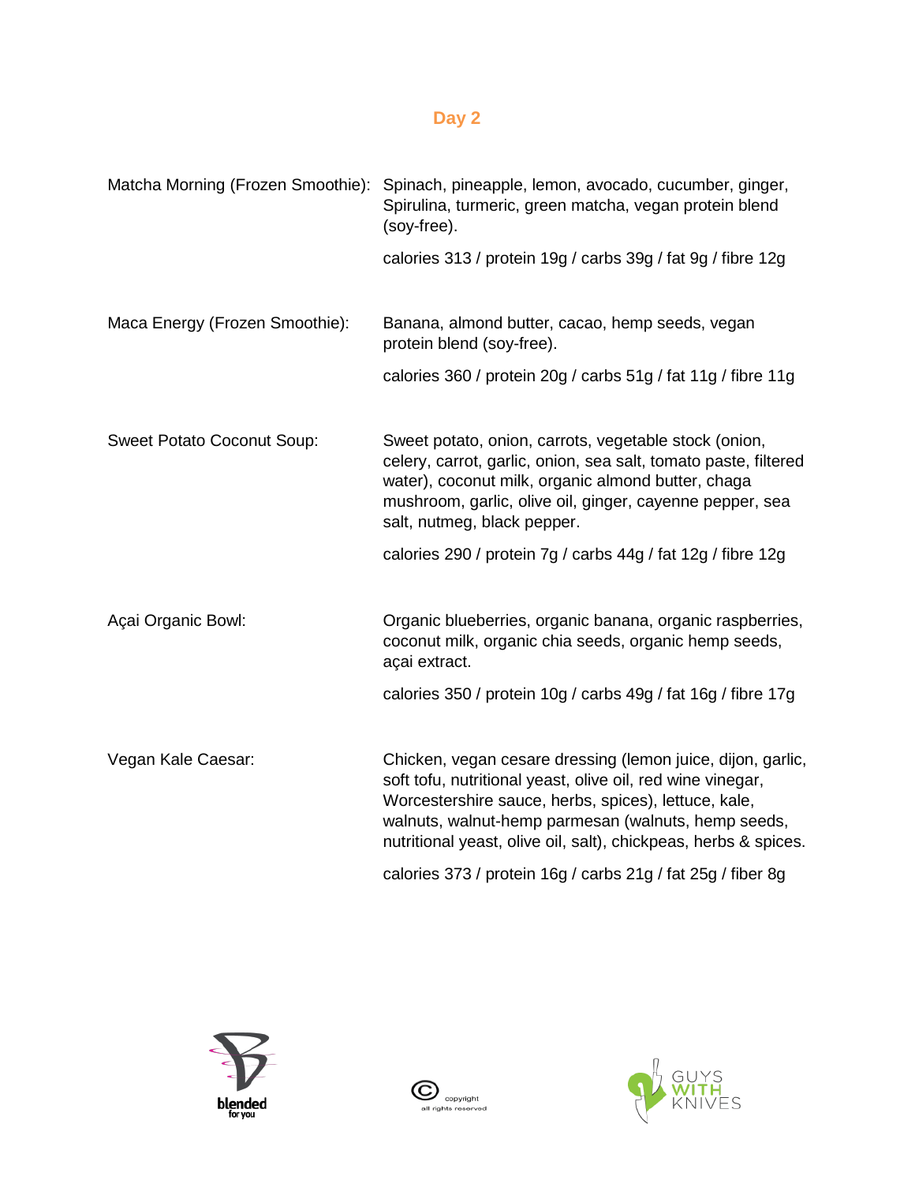## Day 2

| | |
|---|---|
| Matcha Morning (Frozen Smoothie): | Spinach, pineapple, lemon, avocado, cucumber, ginger, Spirulina, turmeric, green matcha, vegan protein blend (soy-free).<br><br>calories 313 / protein 19g / carbs 39g / fat 9g / fibre 12g |
| Maca Energy (Frozen Smoothie): | Banana, almond butter, cacao, hemp seeds, vegan protein blend (soy-free).<br><br>calories 360 / protein 20g / carbs 51g / fat 11g / fibre 11g |
| Sweet Potato Coconut Soup: | Sweet potato, onion, carrots, vegetable stock (onion, celery, carrot, garlic, onion, sea salt, tomato paste, filtered water), coconut milk, organic almond butter, chaga mushroom, garlic, olive oil, ginger, cayenne pepper, sea salt, nutmeg, black pepper.<br><br>calories 290 / protein 7g / carbs 44g / fat 12g / fibre 12g |
| Açai Organic Bowl: | Organic blueberries, organic banana, organic raspberries, coconut milk, organic chia seeds, organic hemp seeds, açai extract.<br><br>calories 350 / protein 10g / carbs 49g / fat 16g / fibre 17g |
| Vegan Kale Caesar: | Chicken, vegan cesare dressing (lemon juice, dijon, garlic, soft tofu, nutritional yeast, olive oil, red wine vinegar, Worcestershire sauce, herbs, spices), lettuce, kale, walnuts, walnut-hemp parmesan (walnuts, hemp seeds, nutritional yeast, olive oil, salt), chickpeas, herbs & spices.<br><br>calories 373 / protein 16g / carbs 21g / fat 25g / fiber 8g |

blended for you

© copyright all rights reserved

GUYS WITH KNIVES